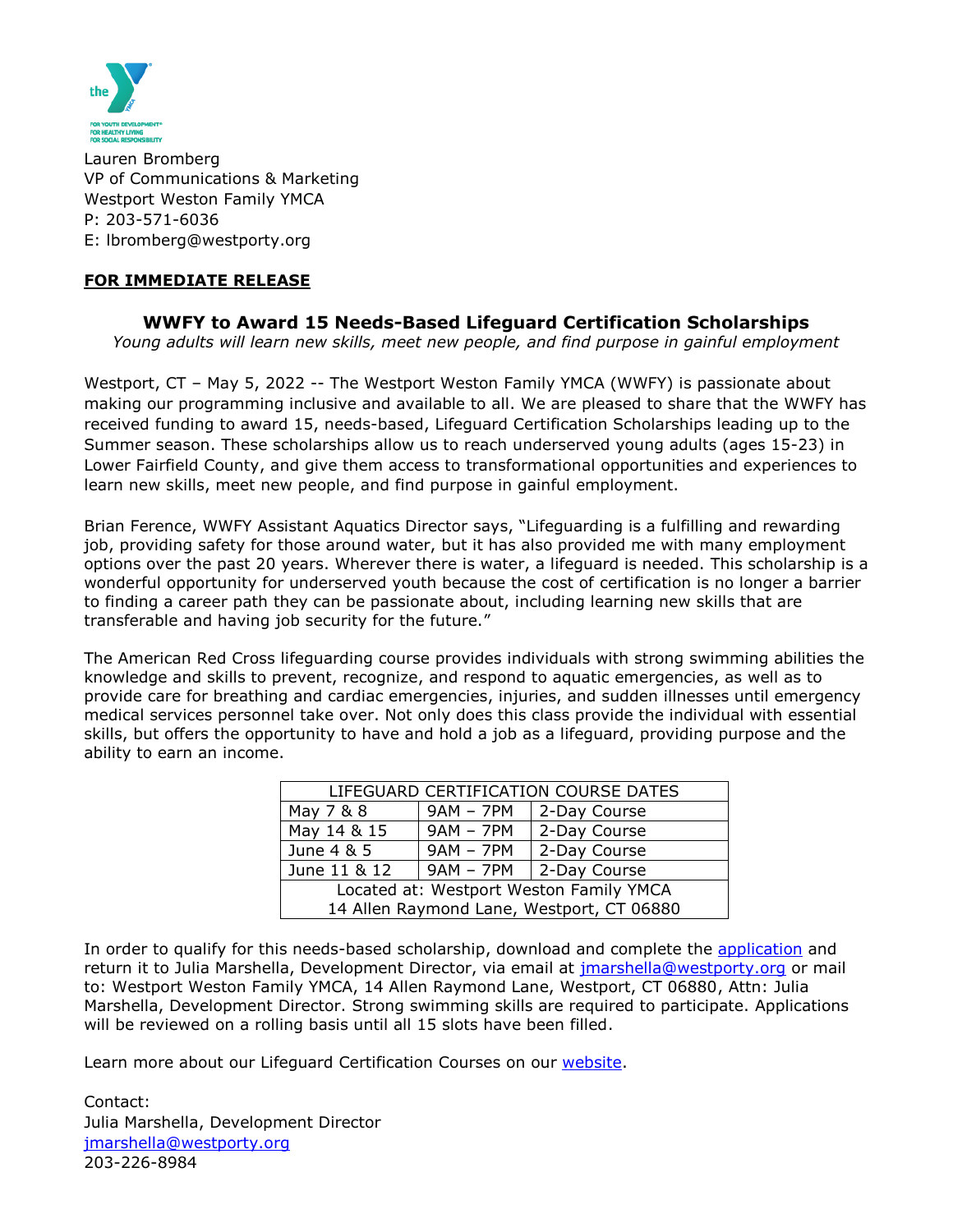Lauren Bromberg
VP of Communications & Marketing
Westport Weston Family YMCA
P: 203-571-6036
E: lbromberg@westporty.org

**FOR IMMEDIATE RELEASE**

## WWFY to Award 15 Needs-Based Lifeguard Certification Scholarships

*Young adults will learn new skills, meet new people, and find purpose in gainful employment*

Westport, CT – May 5, 2022 -- The Westport Weston Family YMCA (WWFY) is passionate about making our programming inclusive and available to all. We are pleased to share that the WWFY has received funding to award 15, needs-based, Lifeguard Certification Scholarships leading up to the Summer season. These scholarships allow us to reach underserved young adults (ages 15-23) in Lower Fairfield County, and give them access to transformational opportunities and experiences to learn new skills, meet new people, and find purpose in gainful employment.

Brian Ference, WWFY Assistant Aquatics Director says, "Lifeguarding is a fulfilling and rewarding job, providing safety for those around water, but it has also provided me with many employment options over the past 20 years. Wherever there is water, a lifeguard is needed. This scholarship is a wonderful opportunity for underserved youth because the cost of certification is no longer a barrier to finding a career path they can be passionate about, including learning new skills that are transferable and having job security for the future."

The American Red Cross lifeguarding course provides individuals with strong swimming abilities the knowledge and skills to prevent, recognize, and respond to aquatic emergencies, as well as to provide care for breathing and cardiac emergencies, injuries, and sudden illnesses until emergency medical services personnel take over. Not only does this class provide the individual with essential skills, but offers the opportunity to have and hold a job as a lifeguard, providing purpose and the ability to earn an income.

| LIFEGUARD CERTIFICATION COURSE DATES | | |
|---|---|---|
| May 7 & 8 | 9AM – 7PM | 2-Day Course |
| May 14 & 15 | 9AM – 7PM | 2-Day Course |
| June 4 & 5 | 9AM – 7PM | 2-Day Course |
| June 11 & 12 | 9AM – 7PM | 2-Day Course |
| Located at: Westport Weston Family YMCA 14 Allen Raymond Lane, Westport, CT 06880 | | |

In order to qualify for this needs-based scholarship, download and complete the application and return it to Julia Marshella, Development Director, via email at jmarshella@westporty.org or mail to: Westport Weston Family YMCA, 14 Allen Raymond Lane, Westport, CT 06880, Attn: Julia Marshella, Development Director. Strong swimming skills are required to participate. Applications will be reviewed on a rolling basis until all 15 slots have been filled.

Learn more about our Lifeguard Certification Courses on our website.

Contact:
Julia Marshella, Development Director
jmarshella@westporty.org
203-226-8984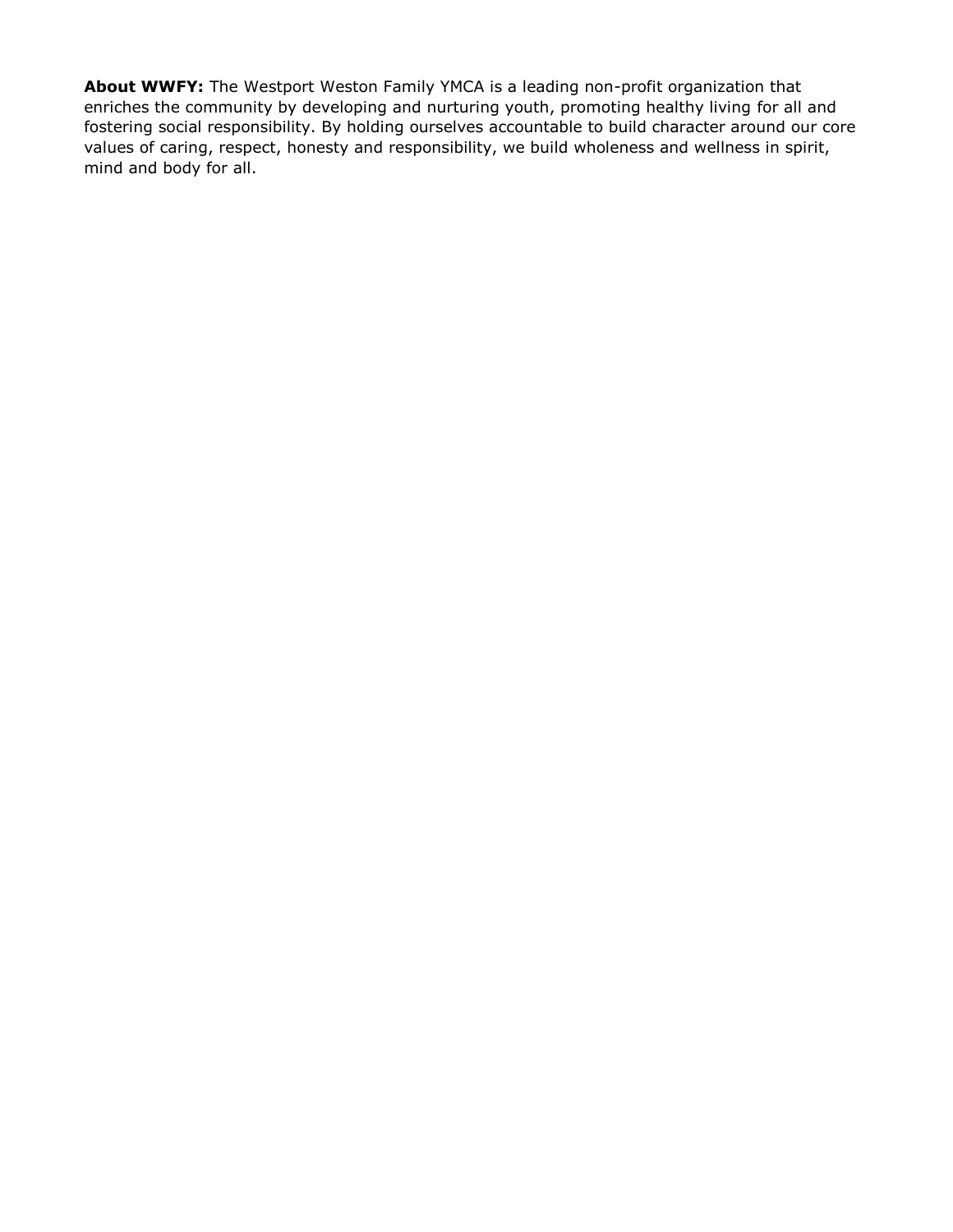**About WWFY:** The Westport Weston Family YMCA is a leading non-profit organization that enriches the community by developing and nurturing youth, promoting healthy living for all and fostering social responsibility. By holding ourselves accountable to build character around our core values of caring, respect, honesty and responsibility, we build wholeness and wellness in spirit, mind and body for all.